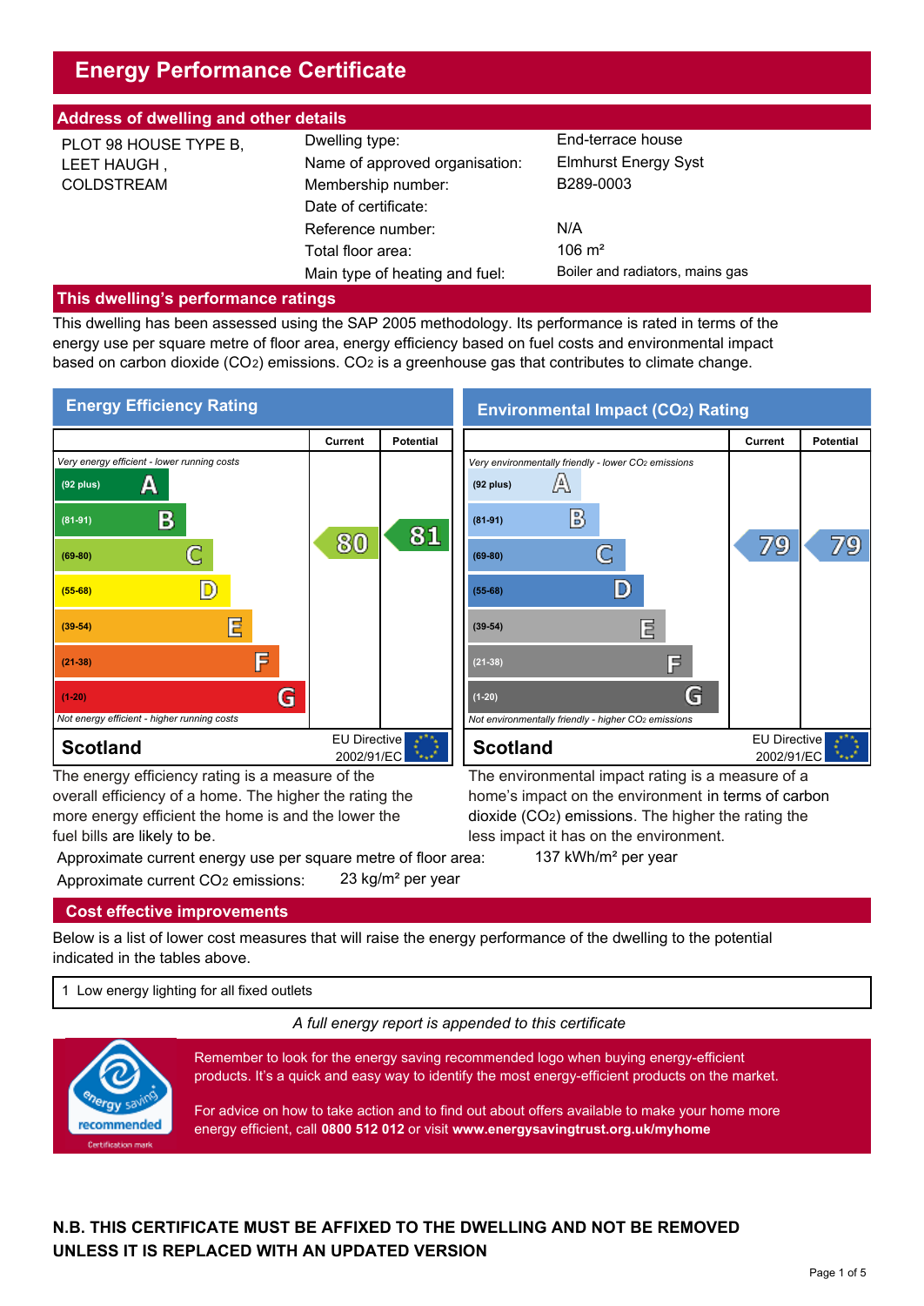# Energy Performance Certificate

## Address of dwelling and other details

PLOT 98 HOUSE TYPE B,
LEET HAUGH ,
COLDSTREAM

| | |
|---|---|
| Dwelling type: | End-terrace house |
| Name of approved organisation: | Elmhurst Energy Syst |
| Membership number: | B289-0003 |
| Date of certificate: | |
| Reference number: | N/A |
| Total floor area: | 106 m² |
| Main type of heating and fuel: | Boiler and radiators, mains gas |

## This dwelling's performance ratings

This dwelling has been assessed using the SAP 2005 methodology. Its performance is rated in terms of the energy use per square metre of floor area, energy efficiency based on fuel costs and environmental impact based on carbon dioxide ($CO_2$) emissions. $CO_2$ is a greenhouse gas that contributes to climate change.

### Energy Efficiency Rating

*Very energy efficient - lower running costs*

| Band | Current | Potential |
|---|---|---|
| (92 plus) A | | |
| (81-91) B | | 81 |
| (69-80) C | 80 | |
| (55-68) D | | |
| (39-54) E | | |
| (21-38) F | | |
| (1-20) G | | |

*Not energy efficient - higher running costs*

Scotland — EU Directive 2002/91/EC

The energy efficiency rating is a measure of the overall efficiency of a home. The higher the rating the more energy efficient the home is and the lower the fuel bills are likely to be.

### Environmental Impact ($CO_2$) Rating

*Very environmentally friendly - lower $CO_2$ emissions*

| Band | Current | Potential |
|---|---|---|
| (92 plus) A | | |
| (81-91) B | | |
| (69-80) C | 79 | 79 |
| (55-68) D | | |
| (39-54) E | | |
| (21-38) F | | |
| (1-20) G | | |

*Not environmentally friendly - higher $CO_2$ emissions*

Scotland — EU Directive 2002/91/EC

The environmental impact rating is a measure of a home's impact on the environment in terms of carbon dioxide ($CO_2$) emissions. The higher the rating the less impact it has on the environment.

Approximate current energy use per square metre of floor area: 137 kWh/m² per year

Approximate current $CO_2$ emissions: 23 kg/m² per year

## Cost effective improvements

Below is a list of lower cost measures that will raise the energy performance of the dwelling to the potential indicated in the tables above.

1 Low energy lighting for all fixed outlets

*A full energy report is appended to this certificate*

energy saving recommended — Certification mark

Remember to look for the energy saving recommended logo when buying energy-efficient products. It's a quick and easy way to identify the most energy-efficient products on the market.

For advice on how to take action and to find out about offers available to make your home more energy efficient, call **0800 512 012** or visit **www.energysavingtrust.org.uk/myhome**

**N.B. THIS CERTIFICATE MUST BE AFFIXED TO THE DWELLING AND NOT BE REMOVED UNLESS IT IS REPLACED WITH AN UPDATED VERSION**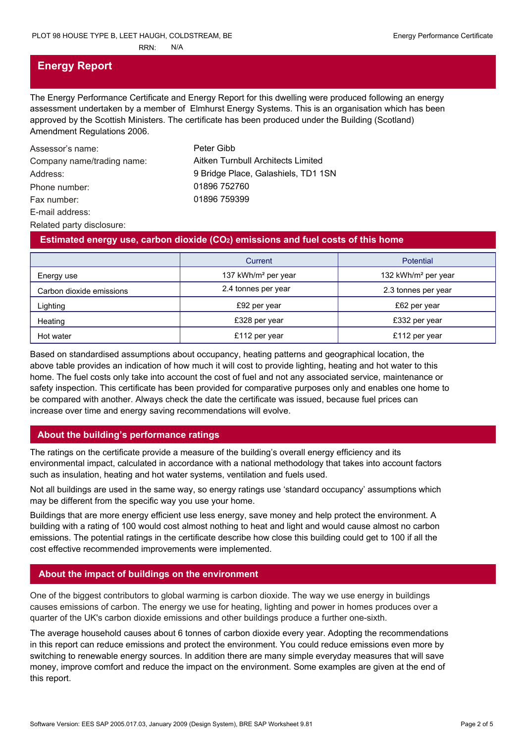## Energy Report

The Energy Performance Certificate and Energy Report for this dwelling were produced following an energy assessment undertaken by a member of Elmhurst Energy Systems. This is an organisation which has been approved by the Scottish Ministers. The certificate has been produced under the Building (Scotland) Amendment Regulations 2006.

| | |
|---|---|
| Assessor's name: | Peter Gibb |
| Company name/trading name: | Aitken Turnbull Architects Limited |
| Address: | 9 Bridge Place, Galashiels, TD1 1SN |
| Phone number: | 01896 752760 |
| Fax number: | 01896 759399 |
| E-mail address: | |
| Related party disclosure: | |

### Estimated energy use, carbon dioxide ($CO_2$) emissions and fuel costs of this home

| | Current | Potential |
|---|---|---|
| Energy use | 137 kWh/m² per year | 132 kWh/m² per year |
| Carbon dioxide emissions | 2.4 tonnes per year | 2.3 tonnes per year |
| Lighting | £92 per year | £62 per year |
| Heating | £328 per year | £332 per year |
| Hot water | £112 per year | £112 per year |

Based on standardised assumptions about occupancy, heating patterns and geographical location, the above table provides an indication of how much it will cost to provide lighting, heating and hot water to this home. The fuel costs only take into account the cost of fuel and not any associated service, maintenance or safety inspection. This certificate has been provided for comparative purposes only and enables one home to be compared with another. Always check the date the certificate was issued, because fuel prices can increase over time and energy saving recommendations will evolve.

### About the building's performance ratings

The ratings on the certificate provide a measure of the building's overall energy efficiency and its environmental impact, calculated in accordance with a national methodology that takes into account factors such as insulation, heating and hot water systems, ventilation and fuels used.

Not all buildings are used in the same way, so energy ratings use 'standard occupancy' assumptions which may be different from the specific way you use your home.

Buildings that are more energy efficient use less energy, save money and help protect the environment. A building with a rating of 100 would cost almost nothing to heat and light and would cause almost no carbon emissions. The potential ratings in the certificate describe how close this building could get to 100 if all the cost effective recommended improvements were implemented.

### About the impact of buildings on the environment

One of the biggest contributors to global warming is carbon dioxide. The way we use energy in buildings causes emissions of carbon. The energy we use for heating, lighting and power in homes produces over a quarter of the UK's carbon dioxide emissions and other buildings produce a further one-sixth.

The average household causes about 6 tonnes of carbon dioxide every year. Adopting the recommendations in this report can reduce emissions and protect the environment. You could reduce emissions even more by switching to renewable energy sources. In addition there are many simple everyday measures that will save money, improve comfort and reduce the impact on the environment. Some examples are given at the end of this report.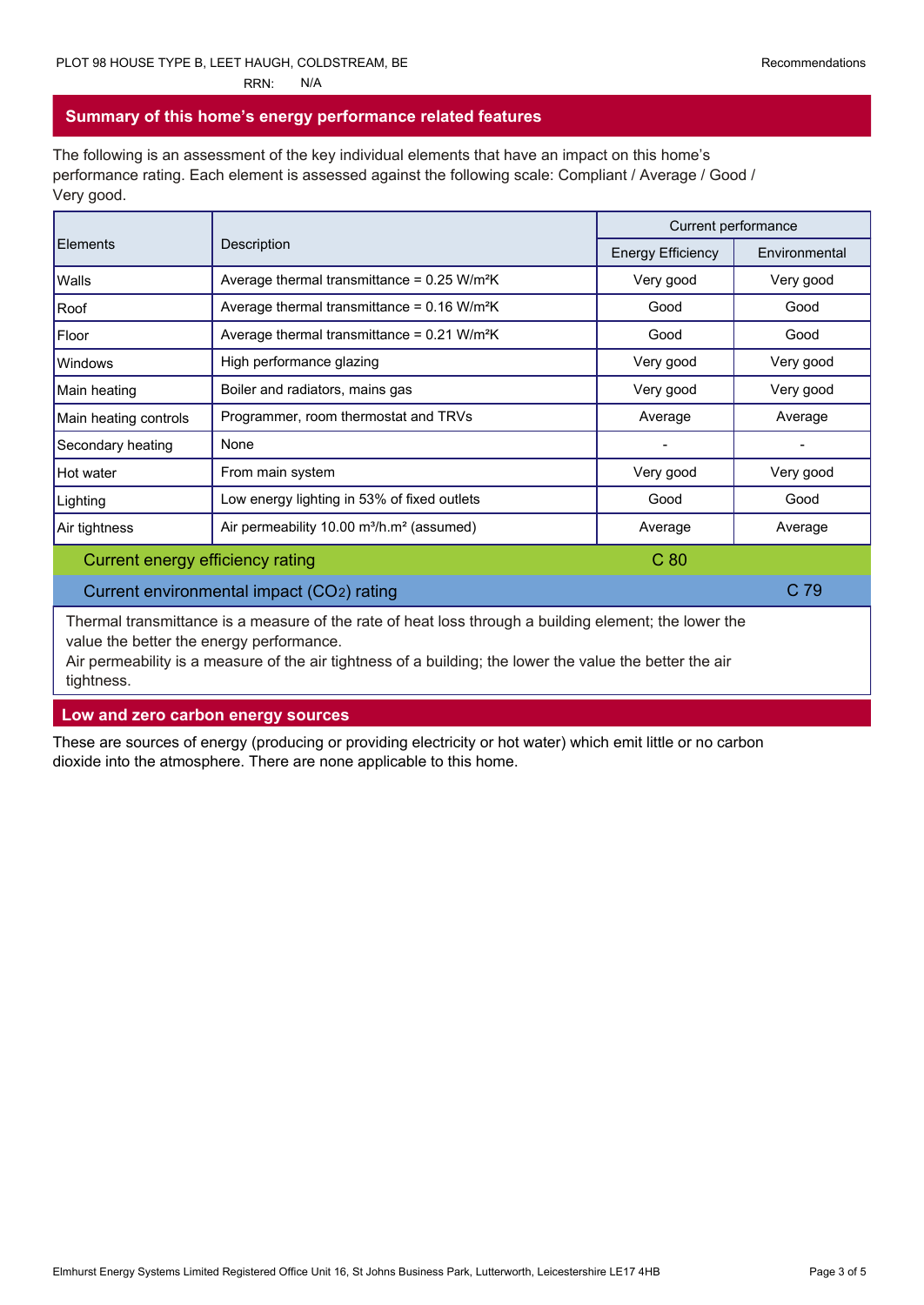PLOT 98 HOUSE TYPE B, LEET HAUGH, COLDSTREAM, BE

RRN: N/A

## Summary of this home's energy performance related features

The following is an assessment of the key individual elements that have an impact on this home's performance rating. Each element is assessed against the following scale: Compliant / Average / Good / Very good.

| Elements | Description | Current performance | |
|---|---|---|---|
| | | Energy Efficiency | Environmental |
| Walls | Average thermal transmittance = 0.25 W/m²K | Very good | Very good |
| Roof | Average thermal transmittance = 0.16 W/m²K | Good | Good |
| Floor | Average thermal transmittance = 0.21 W/m²K | Good | Good |
| Windows | High performance glazing | Very good | Very good |
| Main heating | Boiler and radiators, mains gas | Very good | Very good |
| Main heating controls | Programmer, room thermostat and TRVs | Average | Average |
| Secondary heating | None | - | - |
| Hot water | From main system | Very good | Very good |
| Lighting | Low energy lighting in 53% of fixed outlets | Good | Good |
| Air tightness | Air permeability 10.00 m³/h.m² (assumed) | Average | Average |
| Current energy efficiency rating | | C 80 | |
| Current environmental impact ($CO_2$) rating | | | C 79 |

Thermal transmittance is a measure of the rate of heat loss through a building element; the lower the value the better the energy performance.
Air permeability is a measure of the air tightness of a building; the lower the value the better the air tightness.

## Low and zero carbon energy sources

These are sources of energy (producing or providing electricity or hot water) which emit little or no carbon dioxide into the atmosphere. There are none applicable to this home.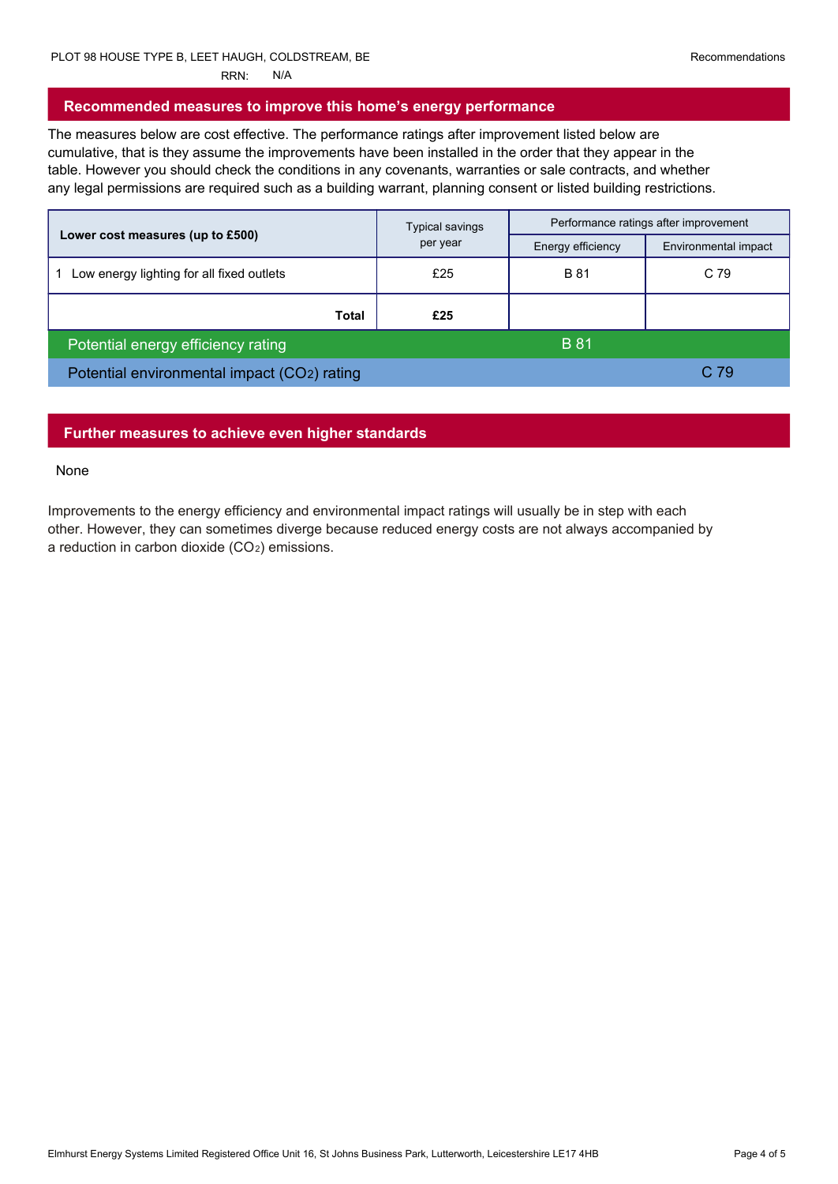PLOT 98 HOUSE TYPE B, LEET HAUGH, COLDSTREAM, BE
RRN: N/A

## Recommended measures to improve this home's energy performance

The measures below are cost effective. The performance ratings after improvement listed below are cumulative, that is they assume the improvements have been installed in the order that they appear in the table. However you should check the conditions in any covenants, warranties or sale contracts, and whether any legal permissions are required such as a building warrant, planning consent or listed building restrictions.

| Lower cost measures (up to £500) | Typical savings per year | Performance ratings after improvement | |
|---|---|---|---|
| | | Energy efficiency | Environmental impact |
| 1 Low energy lighting for all fixed outlets | £25 | B 81 | C 79 |
| **Total** | **£25** | | |
| Potential energy efficiency rating | | B 81 | |
| Potential environmental impact ($CO_2$) rating | | | C 79 |

## Further measures to achieve even higher standards

None

Improvements to the energy efficiency and environmental impact ratings will usually be in step with each other. However, they can sometimes diverge because reduced energy costs are not always accompanied by a reduction in carbon dioxide ($CO_2$) emissions.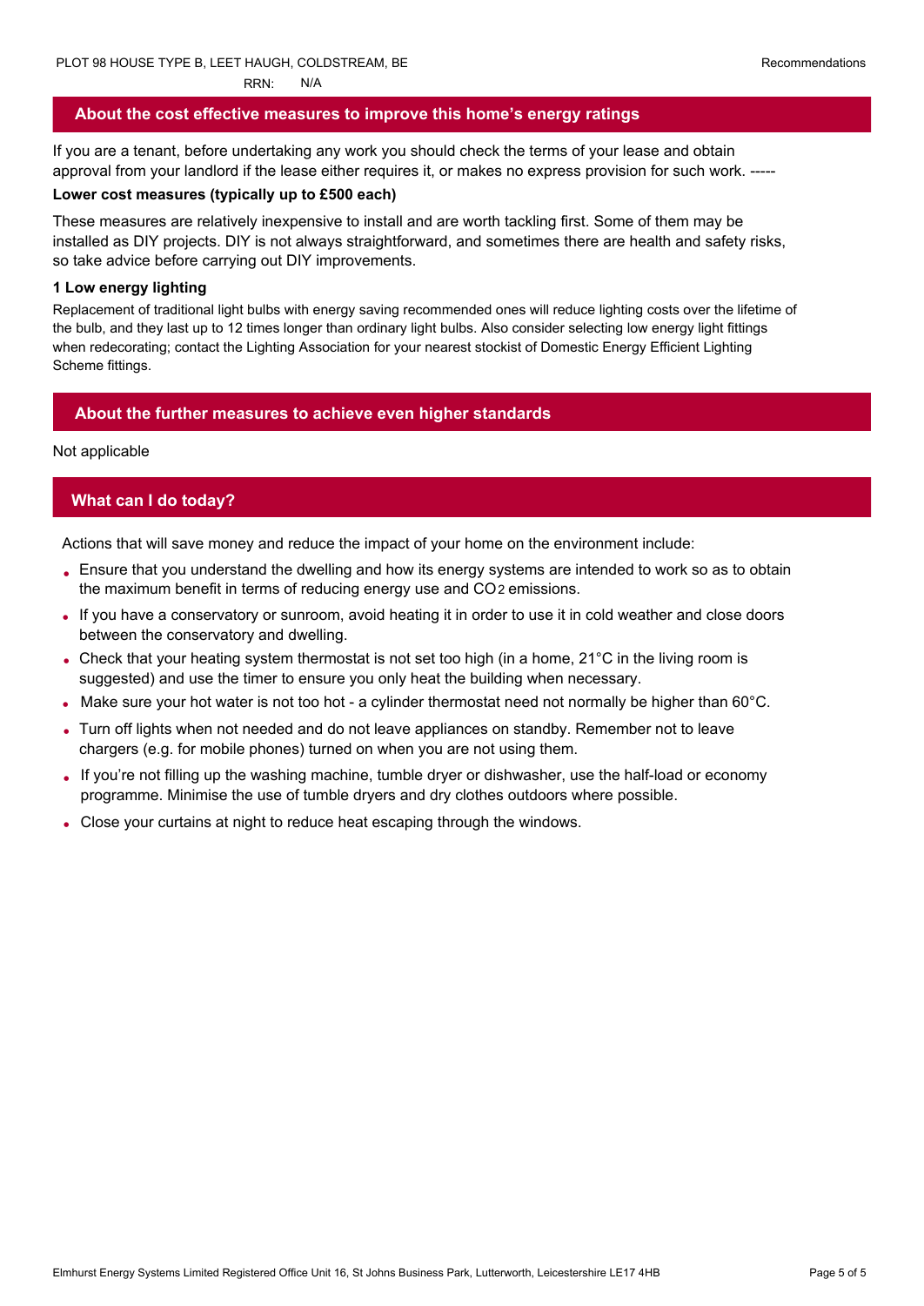## About the cost effective measures to improve this home's energy ratings

If you are a tenant, before undertaking any work you should check the terms of your lease and obtain approval from your landlord if the lease either requires it, or makes no express provision for such work. -----

**Lower cost measures (typically up to £500 each)**

These measures are relatively inexpensive to install and are worth tackling first. Some of them may be installed as DIY projects. DIY is not always straightforward, and sometimes there are health and safety risks, so take advice before carrying out DIY improvements.

**1 Low energy lighting**

Replacement of traditional light bulbs with energy saving recommended ones will reduce lighting costs over the lifetime of the bulb, and they last up to 12 times longer than ordinary light bulbs. Also consider selecting low energy light fittings when redecorating; contact the Lighting Association for your nearest stockist of Domestic Energy Efficient Lighting Scheme fittings.

## About the further measures to achieve even higher standards

Not applicable

## What can I do today?

Actions that will save money and reduce the impact of your home on the environment include:

- Ensure that you understand the dwelling and how its energy systems are intended to work so as to obtain the maximum benefit in terms of reducing energy use and $CO_2$ emissions.
- If you have a conservatory or sunroom, avoid heating it in order to use it in cold weather and close doors between the conservatory and dwelling.
- Check that your heating system thermostat is not set too high (in a home, 21°C in the living room is suggested) and use the timer to ensure you only heat the building when necessary.
- Make sure your hot water is not too hot - a cylinder thermostat need not normally be higher than 60°C.
- Turn off lights when not needed and do not leave appliances on standby. Remember not to leave chargers (e.g. for mobile phones) turned on when you are not using them.
- If you're not filling up the washing machine, tumble dryer or dishwasher, use the half-load or economy programme. Minimise the use of tumble dryers and dry clothes outdoors where possible.
- Close your curtains at night to reduce heat escaping through the windows.